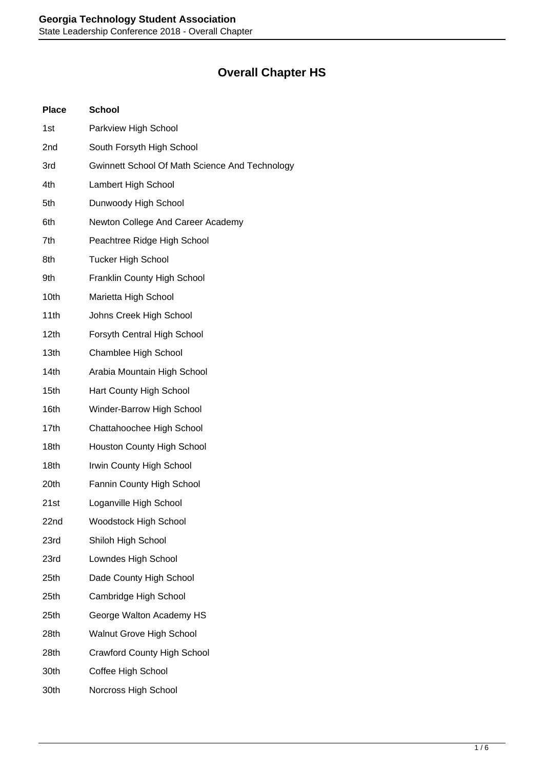# Overall Chapter HS

| Place | School |
|---|---|
| 1st | Parkview High School |
| 2nd | South Forsyth High School |
| 3rd | Gwinnett School Of Math Science And Technology |
| 4th | Lambert High School |
| 5th | Dunwoody High School |
| 6th | Newton College And Career Academy |
| 7th | Peachtree Ridge High School |
| 8th | Tucker High School |
| 9th | Franklin County High School |
| 10th | Marietta High School |
| 11th | Johns Creek High School |
| 12th | Forsyth Central High School |
| 13th | Chamblee High School |
| 14th | Arabia Mountain High School |
| 15th | Hart County High School |
| 16th | Winder-Barrow High School |
| 17th | Chattahoochee High School |
| 18th | Houston County High School |
| 18th | Irwin County High School |
| 20th | Fannin County High School |
| 21st | Loganville High School |
| 22nd | Woodstock High School |
| 23rd | Shiloh High School |
| 23rd | Lowndes High School |
| 25th | Dade County High School |
| 25th | Cambridge High School |
| 25th | George Walton Academy HS |
| 28th | Walnut Grove High School |
| 28th | Crawford County High School |
| 30th | Coffee High School |
| 30th | Norcross High School |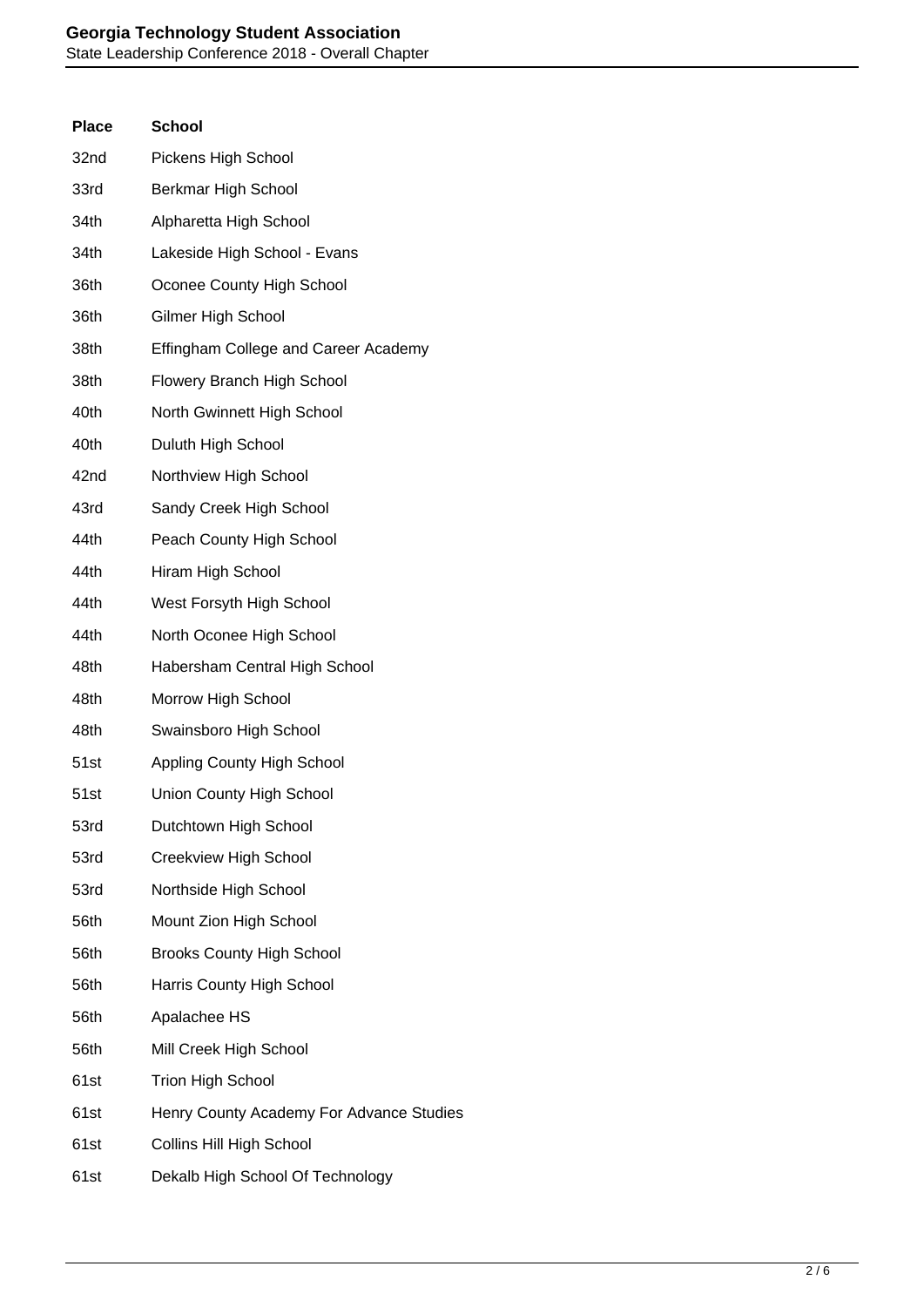| Place | School |
| --- | --- |
| 32nd | Pickens High School |
| 33rd | Berkmar High School |
| 34th | Alpharetta High School |
| 34th | Lakeside High School - Evans |
| 36th | Oconee County High School |
| 36th | Gilmer High School |
| 38th | Effingham College and Career Academy |
| 38th | Flowery Branch High School |
| 40th | North Gwinnett High School |
| 40th | Duluth High School |
| 42nd | Northview High School |
| 43rd | Sandy Creek High School |
| 44th | Peach County High School |
| 44th | Hiram High School |
| 44th | West Forsyth High School |
| 44th | North Oconee High School |
| 48th | Habersham Central High School |
| 48th | Morrow High School |
| 48th | Swainsboro High School |
| 51st | Appling County High School |
| 51st | Union County High School |
| 53rd | Dutchtown High School |
| 53rd | Creekview High School |
| 53rd | Northside High School |
| 56th | Mount Zion High School |
| 56th | Brooks County High School |
| 56th | Harris County High School |
| 56th | Apalachee HS |
| 56th | Mill Creek High School |
| 61st | Trion High School |
| 61st | Henry County Academy For Advance Studies |
| 61st | Collins Hill High School |
| 61st | Dekalb High School Of Technology |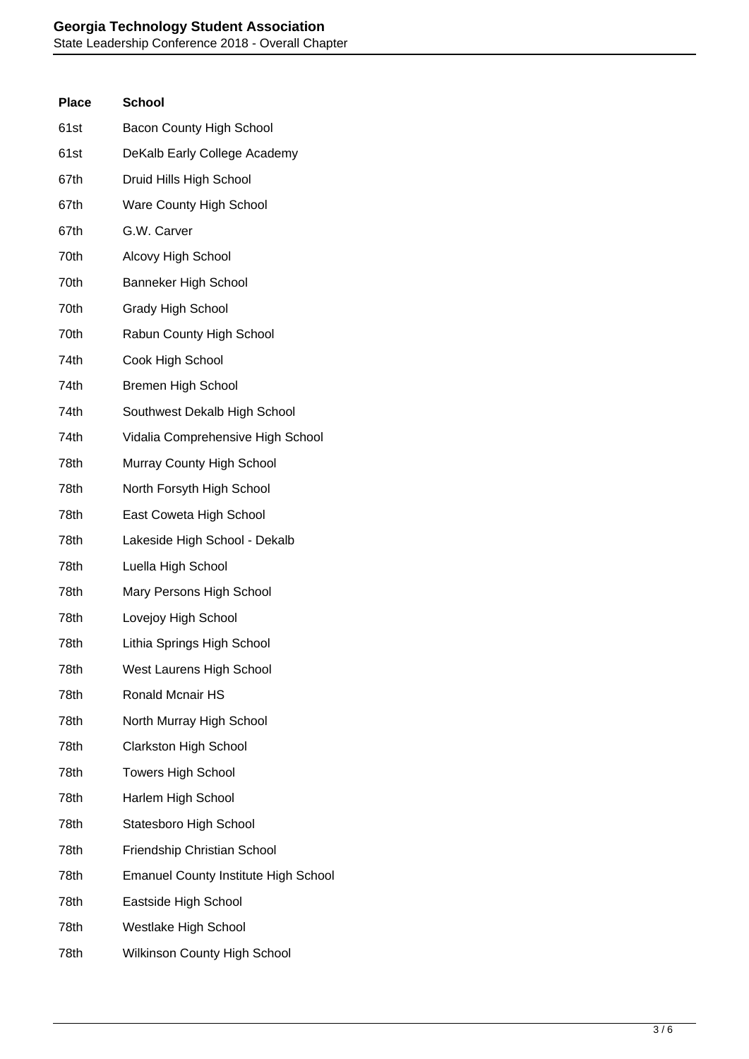| Place | School |
|---|---|
| 61st | Bacon County High School |
| 61st | DeKalb Early College Academy |
| 67th | Druid Hills High School |
| 67th | Ware County High School |
| 67th | G.W. Carver |
| 70th | Alcovy High School |
| 70th | Banneker High School |
| 70th | Grady High School |
| 70th | Rabun County High School |
| 74th | Cook High School |
| 74th | Bremen High School |
| 74th | Southwest Dekalb High School |
| 74th | Vidalia Comprehensive High School |
| 78th | Murray County High School |
| 78th | North Forsyth High School |
| 78th | East Coweta High School |
| 78th | Lakeside High School - Dekalb |
| 78th | Luella High School |
| 78th | Mary Persons High School |
| 78th | Lovejoy High School |
| 78th | Lithia Springs High School |
| 78th | West Laurens High School |
| 78th | Ronald Mcnair HS |
| 78th | North Murray High School |
| 78th | Clarkston High School |
| 78th | Towers High School |
| 78th | Harlem High School |
| 78th | Statesboro High School |
| 78th | Friendship Christian School |
| 78th | Emanuel County Institute High School |
| 78th | Eastside High School |
| 78th | Westlake High School |
| 78th | Wilkinson County High School |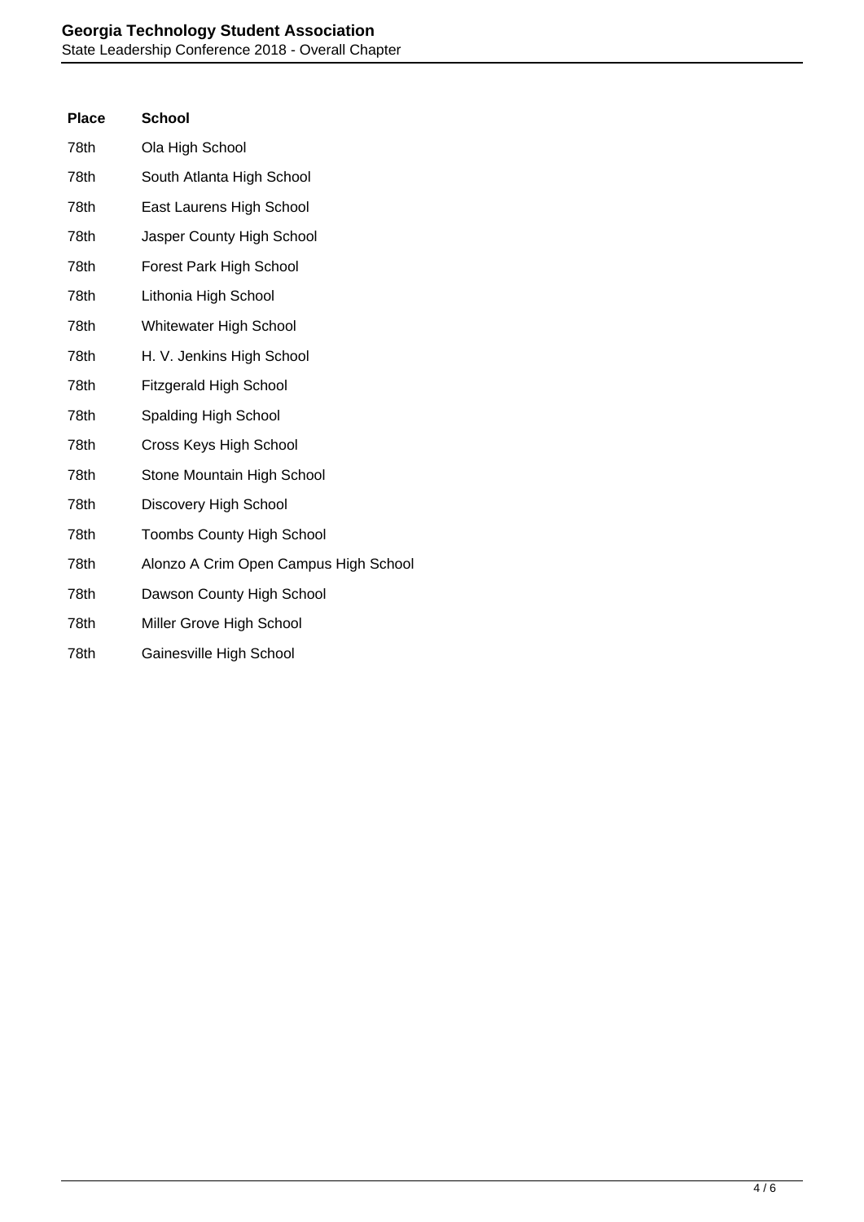| Place | School |
| --- | --- |
| 78th | Ola High School |
| 78th | South Atlanta High School |
| 78th | East Laurens High School |
| 78th | Jasper County High School |
| 78th | Forest Park High School |
| 78th | Lithonia High School |
| 78th | Whitewater High School |
| 78th | H. V. Jenkins High School |
| 78th | Fitzgerald High School |
| 78th | Spalding High School |
| 78th | Cross Keys High School |
| 78th | Stone Mountain High School |
| 78th | Discovery High School |
| 78th | Toombs County High School |
| 78th | Alonzo A Crim Open Campus High School |
| 78th | Dawson County High School |
| 78th | Miller Grove High School |
| 78th | Gainesville High School |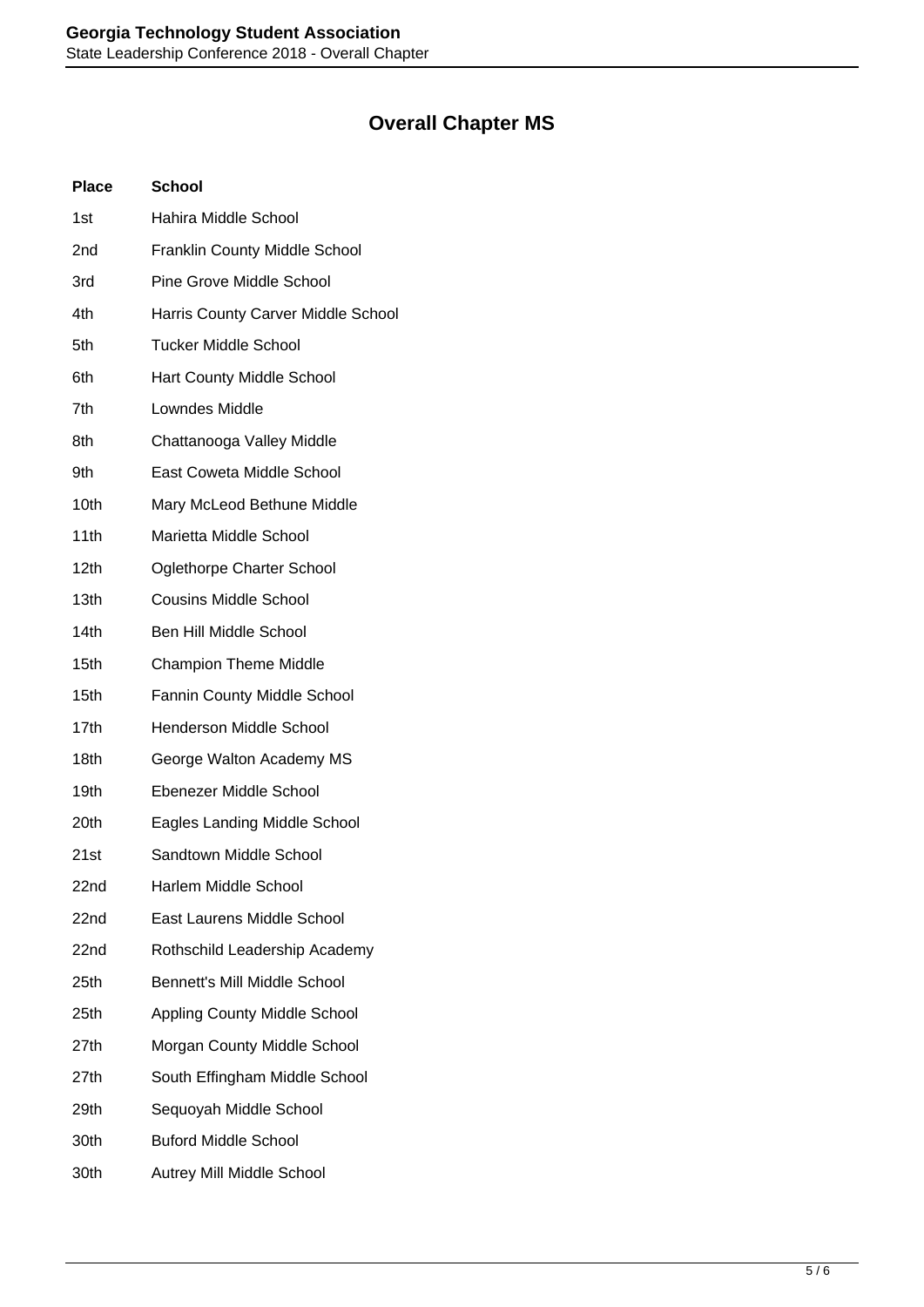# Overall Chapter MS

| Place | School |
| --- | --- |
| 1st | Hahira Middle School |
| 2nd | Franklin County Middle School |
| 3rd | Pine Grove Middle School |
| 4th | Harris County Carver Middle School |
| 5th | Tucker Middle School |
| 6th | Hart County Middle School |
| 7th | Lowndes Middle |
| 8th | Chattanooga Valley Middle |
| 9th | East Coweta Middle School |
| 10th | Mary McLeod Bethune Middle |
| 11th | Marietta Middle School |
| 12th | Oglethorpe Charter School |
| 13th | Cousins Middle School |
| 14th | Ben Hill Middle School |
| 15th | Champion Theme Middle |
| 15th | Fannin County Middle School |
| 17th | Henderson Middle School |
| 18th | George Walton Academy MS |
| 19th | Ebenezer Middle School |
| 20th | Eagles Landing Middle School |
| 21st | Sandtown Middle School |
| 22nd | Harlem Middle School |
| 22nd | East Laurens Middle School |
| 22nd | Rothschild Leadership Academy |
| 25th | Bennett's Mill Middle School |
| 25th | Appling County Middle School |
| 27th | Morgan County Middle School |
| 27th | South Effingham Middle School |
| 29th | Sequoyah Middle School |
| 30th | Buford Middle School |
| 30th | Autrey Mill Middle School |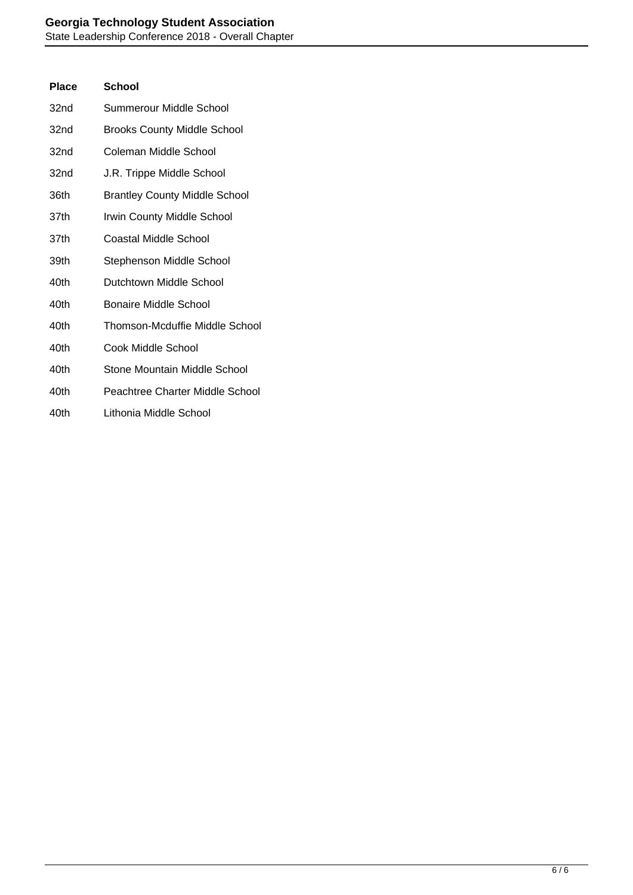| Place | School |
| --- | --- |
| 32nd | Summerour Middle School |
| 32nd | Brooks County Middle School |
| 32nd | Coleman Middle School |
| 32nd | J.R. Trippe Middle School |
| 36th | Brantley County Middle School |
| 37th | Irwin County Middle School |
| 37th | Coastal Middle School |
| 39th | Stephenson Middle School |
| 40th | Dutchtown Middle School |
| 40th | Bonaire Middle School |
| 40th | Thomson-Mcduffie Middle School |
| 40th | Cook Middle School |
| 40th | Stone Mountain Middle School |
| 40th | Peachtree Charter Middle School |
| 40th | Lithonia Middle School |